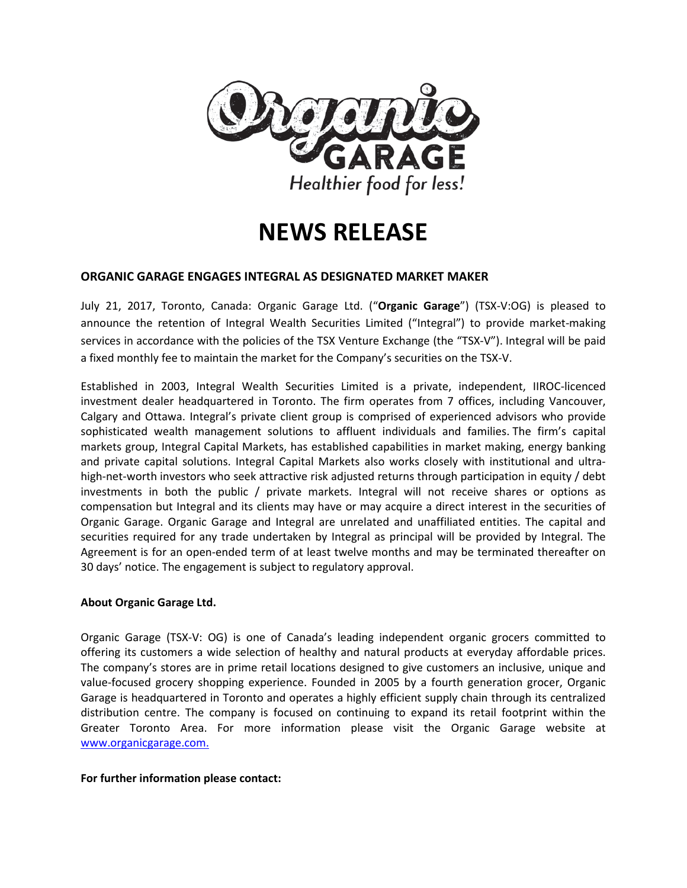Organic Garage

GARAGE

*Healthier food for less!*

# NEWS RELEASE

## ORGANIC GARAGE ENGAGES INTEGRAL AS DESIGNATED MARKET MAKER

July 21, 2017, Toronto, Canada: Organic Garage Ltd. ("**Organic Garage**") (TSX-V:OG) is pleased to announce the retention of Integral Wealth Securities Limited ("Integral") to provide market-making services in accordance with the policies of the TSX Venture Exchange (the "TSX-V"). Integral will be paid a fixed monthly fee to maintain the market for the Company's securities on the TSX-V.

Established in 2003, Integral Wealth Securities Limited is a private, independent, IIROC-licenced investment dealer headquartered in Toronto. The firm operates from 7 offices, including Vancouver, Calgary and Ottawa. Integral's private client group is comprised of experienced advisors who provide sophisticated wealth management solutions to affluent individuals and families. The firm's capital markets group, Integral Capital Markets, has established capabilities in market making, energy banking and private capital solutions. Integral Capital Markets also works closely with institutional and ultra-high-net-worth investors who seek attractive risk adjusted returns through participation in equity / debt investments in both the public / private markets. Integral will not receive shares or options as compensation but Integral and its clients may have or may acquire a direct interest in the securities of Organic Garage. Organic Garage and Integral are unrelated and unaffiliated entities. The capital and securities required for any trade undertaken by Integral as principal will be provided by Integral. The Agreement is for an open-ended term of at least twelve months and may be terminated thereafter on 30 days' notice. The engagement is subject to regulatory approval.

**About Organic Garage Ltd.**

Organic Garage (TSX-V: OG) is one of Canada's leading independent organic grocers committed to offering its customers a wide selection of healthy and natural products at everyday affordable prices. The company's stores are in prime retail locations designed to give customers an inclusive, unique and value-focused grocery shopping experience. Founded in 2005 by a fourth generation grocer, Organic Garage is headquartered in Toronto and operates a highly efficient supply chain through its centralized distribution centre. The company is focused on continuing to expand its retail footprint within the Greater Toronto Area. For more information please visit the Organic Garage website at [www.organicgarage.com.](http://www.organicgarage.com)

**For further information please contact:**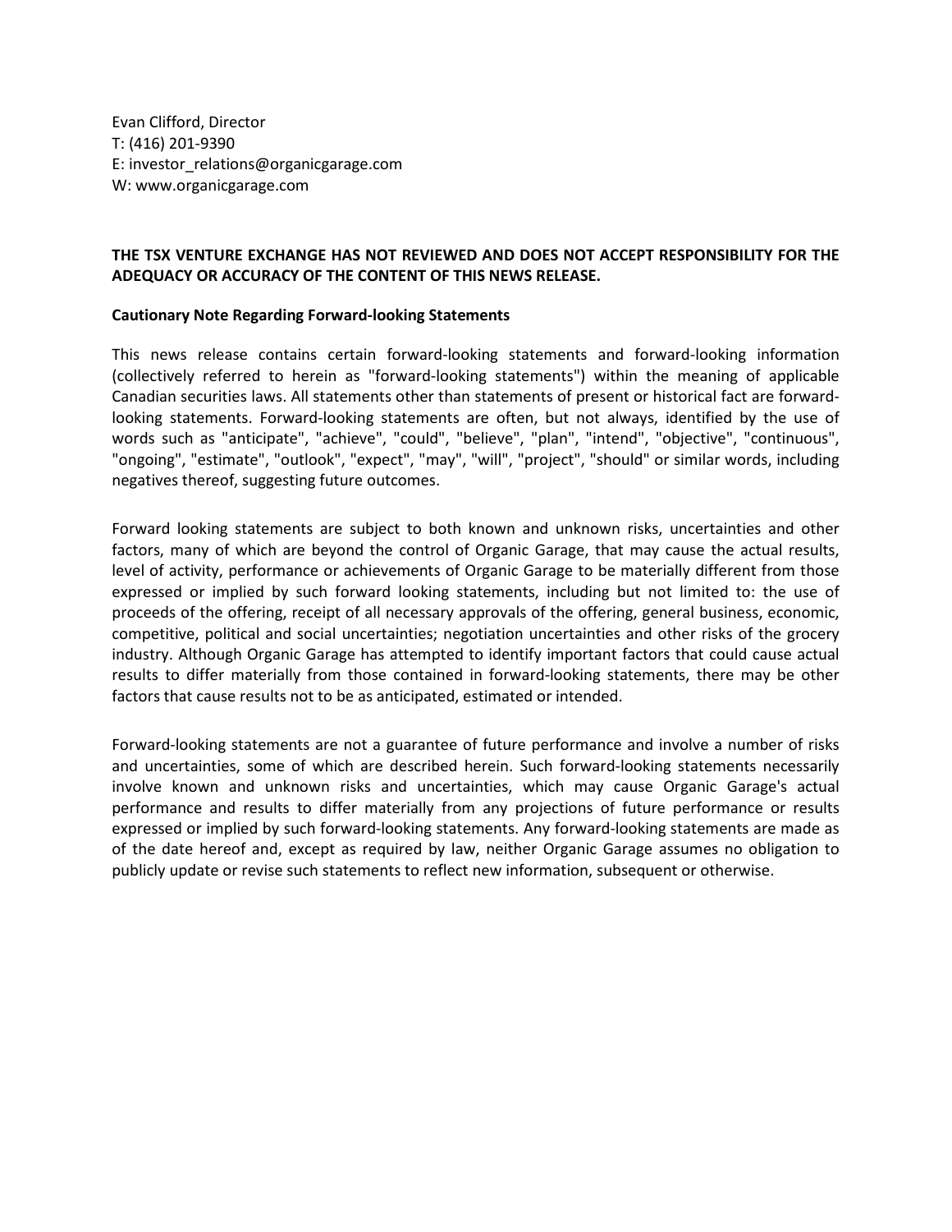Evan Clifford, Director
T: (416) 201-9390
E: investor_relations@organicgarage.com
W: www.organicgarage.com

**THE TSX VENTURE EXCHANGE HAS NOT REVIEWED AND DOES NOT ACCEPT RESPONSIBILITY FOR THE ADEQUACY OR ACCURACY OF THE CONTENT OF THIS NEWS RELEASE.**

**Cautionary Note Regarding Forward-looking Statements**

This news release contains certain forward-looking statements and forward-looking information (collectively referred to herein as "forward-looking statements") within the meaning of applicable Canadian securities laws. All statements other than statements of present or historical fact are forward-looking statements. Forward-looking statements are often, but not always, identified by the use of words such as "anticipate", "achieve", "could", "believe", "plan", "intend", "objective", "continuous", "ongoing", "estimate", "outlook", "expect", "may", "will", "project", "should" or similar words, including negatives thereof, suggesting future outcomes.

Forward looking statements are subject to both known and unknown risks, uncertainties and other factors, many of which are beyond the control of Organic Garage, that may cause the actual results, level of activity, performance or achievements of Organic Garage to be materially different from those expressed or implied by such forward looking statements, including but not limited to: the use of proceeds of the offering, receipt of all necessary approvals of the offering, general business, economic, competitive, political and social uncertainties; negotiation uncertainties and other risks of the grocery industry. Although Organic Garage has attempted to identify important factors that could cause actual results to differ materially from those contained in forward-looking statements, there may be other factors that cause results not to be as anticipated, estimated or intended.

Forward-looking statements are not a guarantee of future performance and involve a number of risks and uncertainties, some of which are described herein. Such forward-looking statements necessarily involve known and unknown risks and uncertainties, which may cause Organic Garage's actual performance and results to differ materially from any projections of future performance or results expressed or implied by such forward-looking statements. Any forward-looking statements are made as of the date hereof and, except as required by law, neither Organic Garage assumes no obligation to publicly update or revise such statements to reflect new information, subsequent or otherwise.